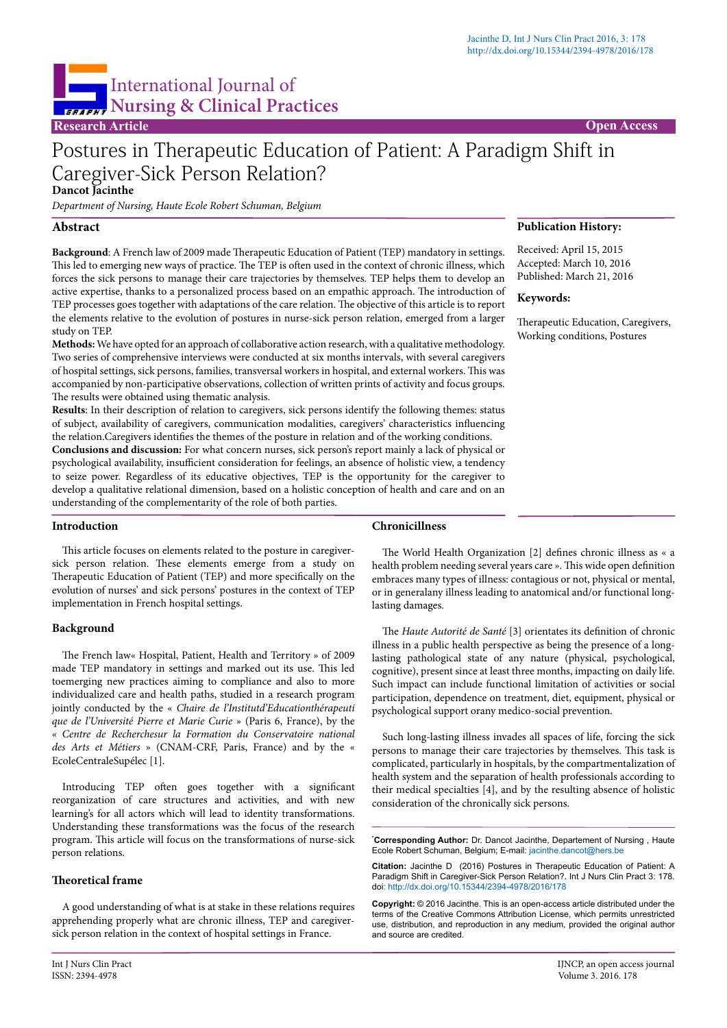Research Article

Open Access

# Postures in Therapeutic Education of Patient: A Paradigm Shift in Caregiver-Sick Person Relation?

**Dancot Jacinthe**

*Department of Nursing, Haute Ecole Robert Schuman, Belgium*

## Abstract

**Background**: A French law of 2009 made Therapeutic Education of Patient (TEP) mandatory in settings. This led to emerging new ways of practice. The TEP is often used in the context of chronic illness, which forces the sick persons to manage their care trajectories by themselves. TEP helps them to develop an active expertise, thanks to a personalized process based on an empathic approach. The introduction of TEP processes goes together with adaptations of the care relation. The objective of this article is to report the elements relative to the evolution of postures in nurse-sick person relation, emerged from a larger study on TEP.

**Methods:** We have opted for an approach of collaborative action research, with a qualitative methodology. Two series of comprehensive interviews were conducted at six months intervals, with several caregivers of hospital settings, sick persons, families, transversal workers in hospital, and external workers. This was accompanied by non-participative observations, collection of written prints of activity and focus groups. The results were obtained using thematic analysis.

**Results**: In their description of relation to caregivers, sick persons identify the following themes: status of subject, availability of caregivers, communication modalities, caregivers' characteristics influencing the relation.Caregivers identifies the themes of the posture in relation and of the working conditions.

**Conclusions and discussion:** For what concern nurses, sick person's report mainly a lack of physical or psychological availability, insufficient consideration for feelings, an absence of holistic view, a tendency to seize power. Regardless of its educative objectives, TEP is the opportunity for the caregiver to develop a qualitative relational dimension, based on a holistic conception of health and care and on an understanding of the complementarity of the role of both parties.

**Publication History:**

Received: April 15, 2015
Accepted: March 10, 2016
Published: March 21, 2016

**Keywords:**

Therapeutic Education, Caregivers, Working conditions, Postures

## Introduction

This article focuses on elements related to the posture in caregiver-sick person relation. These elements emerge from a study on Therapeutic Education of Patient (TEP) and more specifically on the evolution of nurses' and sick persons' postures in the context of TEP implementation in French hospital settings.

## Background

The French law« Hospital, Patient, Health and Territory » of 2009 made TEP mandatory in settings and marked out its use. This led toemerging new practices aiming to compliance and also to more individualized care and health paths, studied in a research program jointly conducted by the « *Chaire de l'Institutd'Educationthérapeutique de l'Université Pierre et Marie Curie* » (Paris 6, France), by the « *Centre de Recherchesur la Formation du Conservatoire national des Arts et Métiers* » (CNAM-CRF, Paris, France) and by the « EcoleCentraleSupélec [1].

Introducing TEP often goes together with a significant reorganization of care structures and activities, and with new learning's for all actors which will lead to identity transformations. Understanding these transformations was the focus of the research program. This article will focus on the transformations of nurse-sick person relations.

## Theoretical frame

A good understanding of what is at stake in these relations requires apprehending properly what are chronic illness, TEP and caregiver-sick person relation in the context of hospital settings in France.

## Chronicillness

The World Health Organization [2] defines chronic illness as « a health problem needing several years care ». This wide open definition embraces many types of illness: contagious or not, physical or mental, or in generalany illness leading to anatomical and/or functional long-lasting damages.

The *Haute Autorité de Santé* [3] orientates its definition of chronic illness in a public health perspective as being the presence of a long-lasting pathological state of any nature (physical, psychological, cognitive), present since at least three months, impacting on daily life. Such impact can include functional limitation of activities or social participation, dependence on treatment, diet, equipment, physical or psychological support orany medico-social prevention.

Such long-lasting illness invades all spaces of life, forcing the sick persons to manage their care trajectories by themselves. This task is complicated, particularly in hospitals, by the compartmentalization of health system and the separation of health professionals according to their medical specialties [4], and by the resulting absence of holistic consideration of the chronically sick persons.

**\*Corresponding Author:** Dr. Dancot Jacinthe, Departement of Nursing , Haute Ecole Robert Schuman, Belgium; E-mail: jacinthe.dancot@hers.be

**Citation:** Jacinthe D (2016) Postures in Therapeutic Education of Patient: A Paradigm Shift in Caregiver-Sick Person Relation?. Int J Nurs Clin Pract 3: 178. doi: http://dx.doi.org/10.15344/2394-4978/2016/178

**Copyright:** © 2016 Jacinthe. This is an open-access article distributed under the terms of the Creative Commons Attribution License, which permits unrestricted use, distribution, and reproduction in any medium, provided the original author and source are credited.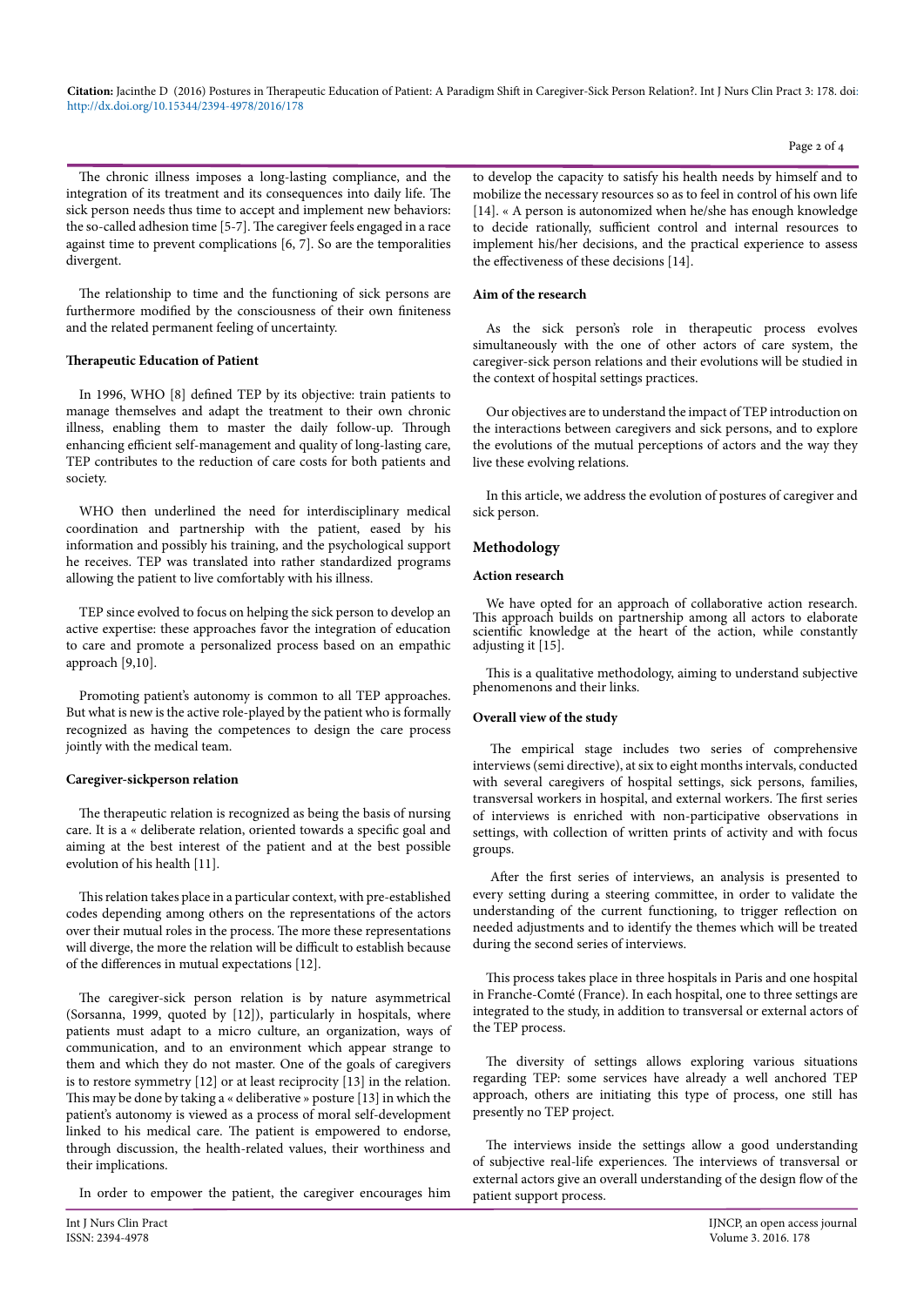The chronic illness imposes a long-lasting compliance, and the integration of its treatment and its consequences into daily life. The sick person needs thus time to accept and implement new behaviors: the so-called adhesion time [5-7]. The caregiver feels engaged in a race against time to prevent complications [6, 7]. So are the temporalities divergent.

The relationship to time and the functioning of sick persons are furthermore modified by the consciousness of their own finiteness and the related permanent feeling of uncertainty.

**Therapeutic Education of Patient**

In 1996, WHO [8] defined TEP by its objective: train patients to manage themselves and adapt the treatment to their own chronic illness, enabling them to master the daily follow-up. Through enhancing efficient self-management and quality of long-lasting care, TEP contributes to the reduction of care costs for both patients and society.

WHO then underlined the need for interdisciplinary medical coordination and partnership with the patient, eased by his information and possibly his training, and the psychological support he receives. TEP was translated into rather standardized programs allowing the patient to live comfortably with his illness.

TEP since evolved to focus on helping the sick person to develop an active expertise: these approaches favor the integration of education to care and promote a personalized process based on an empathic approach [9,10].

Promoting patient's autonomy is common to all TEP approaches. But what is new is the active role-played by the patient who is formally recognized as having the competences to design the care process jointly with the medical team.

**Caregiver-sickperson relation**

The therapeutic relation is recognized as being the basis of nursing care. It is a « deliberate relation, oriented towards a specific goal and aiming at the best interest of the patient and at the best possible evolution of his health [11].

This relation takes place in a particular context, with pre-established codes depending among others on the representations of the actors over their mutual roles in the process. The more these representations will diverge, the more the relation will be difficult to establish because of the differences in mutual expectations [12].

The caregiver-sick person relation is by nature asymmetrical (Sorsanna, 1999, quoted by [12]), particularly in hospitals, where patients must adapt to a micro culture, an organization, ways of communication, and to an environment which appear strange to them and which they do not master. One of the goals of caregivers is to restore symmetry [12] or at least reciprocity [13] in the relation. This may be done by taking a « deliberative » posture [13] in which the patient's autonomy is viewed as a process of moral self-development linked to his medical care. The patient is empowered to endorse, through discussion, the health-related values, their worthiness and their implications.

In order to empower the patient, the caregiver encourages him to develop the capacity to satisfy his health needs by himself and to mobilize the necessary resources so as to feel in control of his own life [14]. « A person is autonomized when he/she has enough knowledge to decide rationally, sufficient control and internal resources to implement his/her decisions, and the practical experience to assess the effectiveness of these decisions [14].

**Aim of the research**

As the sick person's role in therapeutic process evolves simultaneously with the one of other actors of care system, the caregiver-sick person relations and their evolutions will be studied in the context of hospital settings practices.

Our objectives are to understand the impact of TEP introduction on the interactions between caregivers and sick persons, and to explore the evolutions of the mutual perceptions of actors and the way they live these evolving relations.

In this article, we address the evolution of postures of caregiver and sick person.

## Methodology

**Action research**

We have opted for an approach of collaborative action research. This approach builds on partnership among all actors to elaborate scientific knowledge at the heart of the action, while constantly adjusting it [15].

This is a qualitative methodology, aiming to understand subjective phenomenons and their links.

**Overall view of the study**

The empirical stage includes two series of comprehensive interviews (semi directive), at six to eight months intervals, conducted with several caregivers of hospital settings, sick persons, families, transversal workers in hospital, and external workers. The first series of interviews is enriched with non-participative observations in settings, with collection of written prints of activity and with focus groups.

After the first series of interviews, an analysis is presented to every setting during a steering committee, in order to validate the understanding of the current functioning, to trigger reflection on needed adjustments and to identify the themes which will be treated during the second series of interviews.

This process takes place in three hospitals in Paris and one hospital in Franche-Comté (France). In each hospital, one to three settings are integrated to the study, in addition to transversal or external actors of the TEP process.

The diversity of settings allows exploring various situations regarding TEP: some services have already a well anchored TEP approach, others are initiating this type of process, one still has presently no TEP project.

The interviews inside the settings allow a good understanding of subjective real-life experiences. The interviews of transversal or external actors give an overall understanding of the design flow of the patient support process.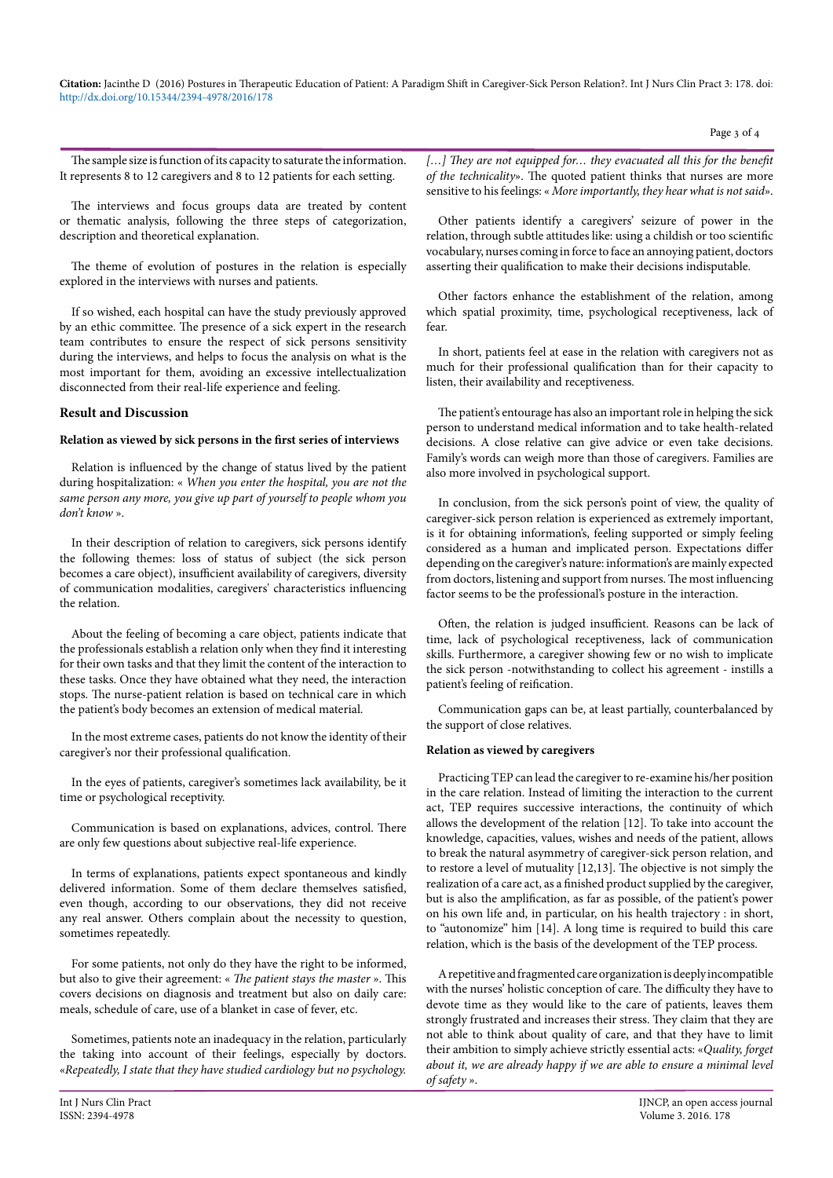The sample size is function of its capacity to saturate the information. It represents 8 to 12 caregivers and 8 to 12 patients for each setting.

The interviews and focus groups data are treated by content or thematic analysis, following the three steps of categorization, description and theoretical explanation.

The theme of evolution of postures in the relation is especially explored in the interviews with nurses and patients.

If so wished, each hospital can have the study previously approved by an ethic committee. The presence of a sick expert in the research team contributes to ensure the respect of sick persons sensitivity during the interviews, and helps to focus the analysis on what is the most important for them, avoiding an excessive intellectualization disconnected from their real-life experience and feeling.

## Result and Discussion

### Relation as viewed by sick persons in the first series of interviews

Relation is influenced by the change of status lived by the patient during hospitalization: « *When you enter the hospital, you are not the same person any more, you give up part of yourself to people whom you don't know* ».

In their description of relation to caregivers, sick persons identify the following themes: loss of status of subject (the sick person becomes a care object), insufficient availability of caregivers, diversity of communication modalities, caregivers' characteristics influencing the relation.

About the feeling of becoming a care object, patients indicate that the professionals establish a relation only when they find it interesting for their own tasks and that they limit the content of the interaction to these tasks. Once they have obtained what they need, the interaction stops. The nurse-patient relation is based on technical care in which the patient's body becomes an extension of medical material.

In the most extreme cases, patients do not know the identity of their caregiver's nor their professional qualification.

In the eyes of patients, caregiver's sometimes lack availability, be it time or psychological receptivity.

Communication is based on explanations, advices, control. There are only few questions about subjective real-life experience.

In terms of explanations, patients expect spontaneous and kindly delivered information. Some of them declare themselves satisfied, even though, according to our observations, they did not receive any real answer. Others complain about the necessity to question, sometimes repeatedly.

For some patients, not only do they have the right to be informed, but also to give their agreement: « *The patient stays the master* ». This covers decisions on diagnosis and treatment but also on daily care: meals, schedule of care, use of a blanket in case of fever, etc.

Sometimes, patients note an inadequacy in the relation, particularly the taking into account of their feelings, especially by doctors. «*Repeatedly, I state that they have studied cardiology but no psychology. […] They are not equipped for… they evacuated all this for the benefit of the technicality*». The quoted patient thinks that nurses are more sensitive to his feelings: « *More importantly, they hear what is not said*».

Other patients identify a caregivers' seizure of power in the relation, through subtle attitudes like: using a childish or too scientific vocabulary, nurses coming in force to face an annoying patient, doctors asserting their qualification to make their decisions indisputable.

Other factors enhance the establishment of the relation, among which spatial proximity, time, psychological receptiveness, lack of fear.

In short, patients feel at ease in the relation with caregivers not as much for their professional qualification than for their capacity to listen, their availability and receptiveness.

The patient's entourage has also an important role in helping the sick person to understand medical information and to take health-related decisions. A close relative can give advice or even take decisions. Family's words can weigh more than those of caregivers. Families are also more involved in psychological support.

In conclusion, from the sick person's point of view, the quality of caregiver-sick person relation is experienced as extremely important, is it for obtaining information's, feeling supported or simply feeling considered as a human and implicated person. Expectations differ depending on the caregiver's nature: information's are mainly expected from doctors, listening and support from nurses. The most influencing factor seems to be the professional's posture in the interaction.

Often, the relation is judged insufficient. Reasons can be lack of time, lack of psychological receptiveness, lack of communication skills. Furthermore, a caregiver showing few or no wish to implicate the sick person -notwithstanding to collect his agreement - instills a patient's feeling of reification.

Communication gaps can be, at least partially, counterbalanced by the support of close relatives.

### Relation as viewed by caregivers

Practicing TEP can lead the caregiver to re-examine his/her position in the care relation. Instead of limiting the interaction to the current act, TEP requires successive interactions, the continuity of which allows the development of the relation [12]. To take into account the knowledge, capacities, values, wishes and needs of the patient, allows to break the natural asymmetry of caregiver-sick person relation, and to restore a level of mutuality [12,13]. The objective is not simply the realization of a care act, as a finished product supplied by the caregiver, but is also the amplification, as far as possible, of the patient's power on his own life and, in particular, on his health trajectory : in short, to "autonomize" him [14]. A long time is required to build this care relation, which is the basis of the development of the TEP process.

A repetitive and fragmented care organization is deeply incompatible with the nurses' holistic conception of care. The difficulty they have to devote time as they would like to the care of patients, leaves them strongly frustrated and increases their stress. They claim that they are not able to think about quality of care, and that they have to limit their ambition to simply achieve strictly essential acts: «*Quality, forget about it, we are already happy if we are able to ensure a minimal level of safety* ».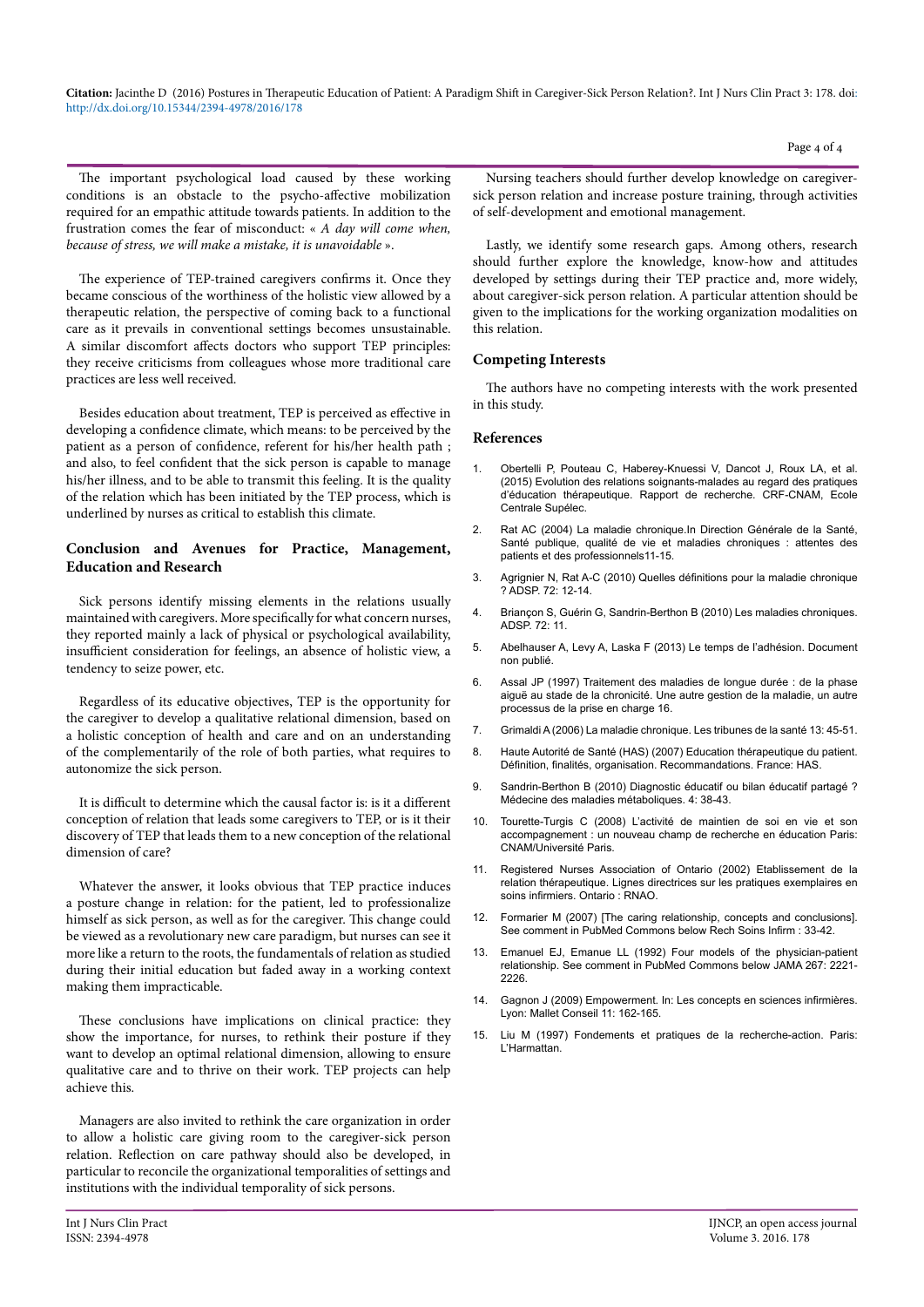The important psychological load caused by these working conditions is an obstacle to the psycho-affective mobilization required for an empathic attitude towards patients. In addition to the frustration comes the fear of misconduct: « *A day will come when, because of stress, we will make a mistake, it is unavoidable* ».

The experience of TEP-trained caregivers confirms it. Once they became conscious of the worthiness of the holistic view allowed by a therapeutic relation, the perspective of coming back to a functional care as it prevails in conventional settings becomes unsustainable. A similar discomfort affects doctors who support TEP principles: they receive criticisms from colleagues whose more traditional care practices are less well received.

Besides education about treatment, TEP is perceived as effective in developing a confidence climate, which means: to be perceived by the patient as a person of confidence, referent for his/her health path ; and also, to feel confident that the sick person is capable to manage his/her illness, and to be able to transmit this feeling. It is the quality of the relation which has been initiated by the TEP process, which is underlined by nurses as critical to establish this climate.

## Conclusion and Avenues for Practice, Management, Education and Research

Sick persons identify missing elements in the relations usually maintained with caregivers. More specifically for what concern nurses, they reported mainly a lack of physical or psychological availability, insufficient consideration for feelings, an absence of holistic view, a tendency to seize power, etc.

Regardless of its educative objectives, TEP is the opportunity for the caregiver to develop a qualitative relational dimension, based on a holistic conception of health and care and on an understanding of the complementarily of the role of both parties, what requires to autonomize the sick person.

It is difficult to determine which the causal factor is: is it a different conception of relation that leads some caregivers to TEP, or is it their discovery of TEP that leads them to a new conception of the relational dimension of care?

Whatever the answer, it looks obvious that TEP practice induces a posture change in relation: for the patient, led to professionalize himself as sick person, as well as for the caregiver. This change could be viewed as a revolutionary new care paradigm, but nurses can see it more like a return to the roots, the fundamentals of relation as studied during their initial education but faded away in a working context making them impracticable.

These conclusions have implications on clinical practice: they show the importance, for nurses, to rethink their posture if they want to develop an optimal relational dimension, allowing to ensure qualitative care and to thrive on their work. TEP projects can help achieve this.

Managers are also invited to rethink the care organization in order to allow a holistic care giving room to the caregiver-sick person relation. Reflection on care pathway should also be developed, in particular to reconcile the organizational temporalities of settings and institutions with the individual temporality of sick persons.

Nursing teachers should further develop knowledge on caregiver-sick person relation and increase posture training, through activities of self-development and emotional management.

Lastly, we identify some research gaps. Among others, research should further explore the knowledge, know-how and attitudes developed by settings during their TEP practice and, more widely, about caregiver-sick person relation. A particular attention should be given to the implications for the working organization modalities on this relation.

## Competing Interests

The authors have no competing interests with the work presented in this study.

## References

1. Obertelli P, Pouteau C, Haberey-Knuessi V, Dancot J, Roux LA, et al. (2015) Evolution des relations soignants-malades au regard des pratiques d'éducation thérapeutique. Rapport de recherche. CRF-CNAM, Ecole Centrale Supélec.
2. Rat AC (2004) La maladie chronique.In Direction Générale de la Santé, Santé publique, qualité de vie et maladies chroniques : attentes des patients et des professionnels11-15.
3. Agrignier N, Rat A-C (2010) Quelles définitions pour la maladie chronique ? ADSP. 72: 12-14.
4. Briançon S, Guérin G, Sandrin-Berthon B (2010) Les maladies chroniques. ADSP. 72: 11.
5. Abelhauser A, Levy A, Laska F (2013) Le temps de l'adhésion. Document non publié.
6. Assal JP (1997) Traitement des maladies de longue durée : de la phase aiguë au stade de la chronicité. Une autre gestion de la maladie, un autre processus de la prise en charge 16.
7. Grimaldi A (2006) La maladie chronique. Les tribunes de la santé 13: 45-51.
8. Haute Autorité de Santé (HAS) (2007) Education thérapeutique du patient. Définition, finalités, organisation. Recommandations. France: HAS.
9. Sandrin-Berthon B (2010) Diagnostic éducatif ou bilan éducatif partagé ? Médecine des maladies métaboliques. 4: 38-43.
10. Tourette-Turgis C (2008) L'activité de maintien de soi en vie et son accompagnement : un nouveau champ de recherche en éducation Paris: CNAM/Université Paris.
11. Registered Nurses Association of Ontario (2002) Etablissement de la relation thérapeutique. Lignes directrices sur les pratiques exemplaires en soins infirmiers. Ontario : RNAO.
12. Formarier M (2007) [The caring relationship, concepts and conclusions]. See comment in PubMed Commons below Rech Soins Infirm : 33-42.
13. Emanuel EJ, Emanue LL (1992) Four models of the physician-patient relationship. See comment in PubMed Commons below JAMA 267: 2221-2226.
14. Gagnon J (2009) Empowerment. In: Les concepts en sciences infirmières. Lyon: Mallet Conseil 11: 162-165.
15. Liu M (1997) Fondements et pratiques de la recherche-action. Paris: L'Harmattan.